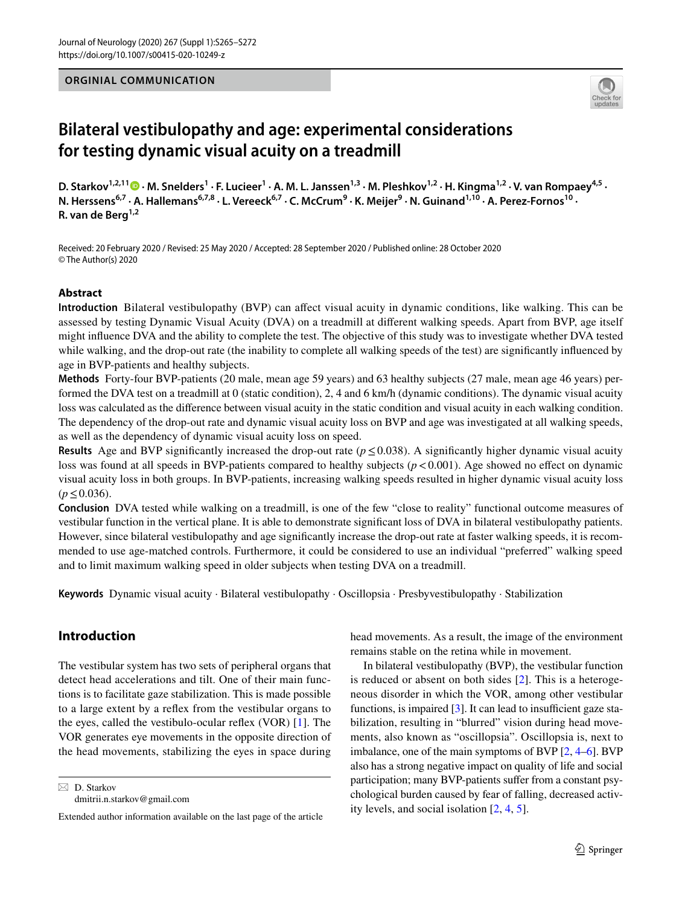ORGINIAL COMMUNICATION

# Bilateral vestibulopathy and age: experimental considerations for testing dynamic visual acuity on a treadmill

**D. Starkov[1,2,11] · M. Snelders[1] · F. Lucieer[1] · A. M. L. Janssen[1,3] · M. Pleshkov[1,2] · H. Kingma[1,2] · V. van Rompaey[4,5] · N. Herssens[6,7] · A. Hallemans[6,7,8] · L. Vereeck[6,7] · C. McCrum[9] · K. Meijer[9] · N. Guinand[1,10] · A. Perez-Fornos[10] · R. van de Berg[1,2]**

Received: 20 February 2020 / Revised: 25 May 2020 / Accepted: 28 September 2020 / Published online: 28 October 2020
© The Author(s) 2020

## Abstract

**Introduction** Bilateral vestibulopathy (BVP) can affect visual acuity in dynamic conditions, like walking. This can be assessed by testing Dynamic Visual Acuity (DVA) on a treadmill at different walking speeds. Apart from BVP, age itself might influence DVA and the ability to complete the test. The objective of this study was to investigate whether DVA tested while walking, and the drop-out rate (the inability to complete all walking speeds of the test) are significantly influenced by age in BVP-patients and healthy subjects.

**Methods** Forty-four BVP-patients (20 male, mean age 59 years) and 63 healthy subjects (27 male, mean age 46 years) performed the DVA test on a treadmill at 0 (static condition), 2, 4 and 6 km/h (dynamic conditions). The dynamic visual acuity loss was calculated as the difference between visual acuity in the static condition and visual acuity in each walking condition. The dependency of the drop-out rate and dynamic visual acuity loss on BVP and age was investigated at all walking speeds, as well as the dependency of dynamic visual acuity loss on speed.

**Results** Age and BVP significantly increased the drop-out rate ($p \leq 0.038$). A significantly higher dynamic visual acuity loss was found at all speeds in BVP-patients compared to healthy subjects ($p < 0.001$). Age showed no effect on dynamic visual acuity loss in both groups. In BVP-patients, increasing walking speeds resulted in higher dynamic visual acuity loss ($p \leq 0.036$).

**Conclusion** DVA tested while walking on a treadmill, is one of the few "close to reality" functional outcome measures of vestibular function in the vertical plane. It is able to demonstrate significant loss of DVA in bilateral vestibulopathy patients. However, since bilateral vestibulopathy and age significantly increase the drop-out rate at faster walking speeds, it is recommended to use age-matched controls. Furthermore, it could be considered to use an individual "preferred" walking speed and to limit maximum walking speed in older subjects when testing DVA on a treadmill.

**Keywords** Dynamic visual acuity · Bilateral vestibulopathy · Oscillopsia · Presbyvestibulopathy · Stabilization

## Introduction

The vestibular system has two sets of peripheral organs that detect head accelerations and tilt. One of their main functions is to facilitate gaze stabilization. This is made possible to a large extent by a reflex from the vestibular organs to the eyes, called the vestibulo-ocular reflex (VOR) [1]. The VOR generates eye movements in the opposite direction of the head movements, stabilizing the eyes in space during head movements. As a result, the image of the environment remains stable on the retina while in movement.

In bilateral vestibulopathy (BVP), the vestibular function is reduced or absent on both sides [2]. This is a heterogeneous disorder in which the VOR, among other vestibular functions, is impaired [3]. It can lead to insufficient gaze stabilization, resulting in "blurred" vision during head movements, also known as "oscillopsia". Oscillopsia is, next to imbalance, one of the main symptoms of BVP [2, 4–6]. BVP also has a strong negative impact on quality of life and social participation; many BVP-patients suffer from a constant psychological burden caused by fear of falling, decreased activity levels, and social isolation [2, 4, 5].

✉ D. Starkov
dmitrii.n.starkov@gmail.com

Extended author information available on the last page of the article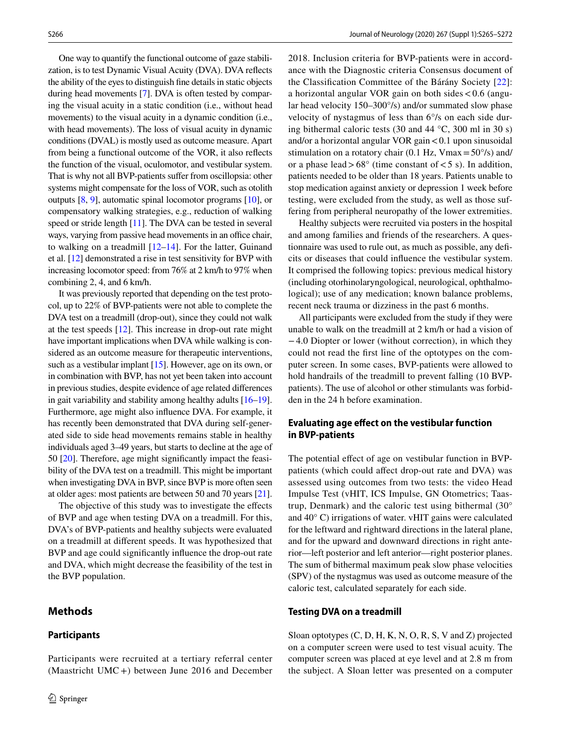One way to quantify the functional outcome of gaze stabilization, is to test Dynamic Visual Acuity (DVA). DVA reflects the ability of the eyes to distinguish fine details in static objects during head movements [7]. DVA is often tested by comparing the visual acuity in a static condition (i.e., without head movements) to the visual acuity in a dynamic condition (i.e., with head movements). The loss of visual acuity in dynamic conditions (DVAL) is mostly used as outcome measure. Apart from being a functional outcome of the VOR, it also reflects the function of the visual, oculomotor, and vestibular system. That is why not all BVP-patients suffer from oscillopsia: other systems might compensate for the loss of VOR, such as otolith outputs [8, 9], automatic spinal locomotor programs [10], or compensatory walking strategies, e.g., reduction of walking speed or stride length [11]. The DVA can be tested in several ways, varying from passive head movements in an office chair, to walking on a treadmill [12–14]. For the latter, Guinand et al. [12] demonstrated a rise in test sensitivity for BVP with increasing locomotor speed: from 76% at 2 km/h to 97% when combining 2, 4, and 6 km/h.

It was previously reported that depending on the test protocol, up to 22% of BVP-patients were not able to complete the DVA test on a treadmill (drop-out), since they could not walk at the test speeds [12]. This increase in drop-out rate might have important implications when DVA while walking is considered as an outcome measure for therapeutic interventions, such as a vestibular implant [15]. However, age on its own, or in combination with BVP, has not yet been taken into account in previous studies, despite evidence of age related differences in gait variability and stability among healthy adults [16–19]. Furthermore, age might also influence DVA. For example, it has recently been demonstrated that DVA during self-generated side to side head movements remains stable in healthy individuals aged 3–49 years, but starts to decline at the age of 50 [20]. Therefore, age might significantly impact the feasibility of the DVA test on a treadmill. This might be important when investigating DVA in BVP, since BVP is more often seen at older ages: most patients are between 50 and 70 years [21].

The objective of this study was to investigate the effects of BVP and age when testing DVA on a treadmill. For this, DVA's of BVP-patients and healthy subjects were evaluated on a treadmill at different speeds. It was hypothesized that BVP and age could significantly influence the drop-out rate and DVA, which might decrease the feasibility of the test in the BVP population.

## Methods

### Participants

Participants were recruited at a tertiary referral center (Maastricht UMC+) between June 2016 and December 2018. Inclusion criteria for BVP-patients were in accordance with the Diagnostic criteria Consensus document of the Classification Committee of the Bárány Society [22]: a horizontal angular VOR gain on both sides < 0.6 (angular head velocity 150–300°/s) and/or summated slow phase velocity of nystagmus of less than 6°/s on each side during bithermal caloric tests (30 and 44 °C, 300 ml in 30 s) and/or a horizontal angular VOR gain < 0.1 upon sinusoidal stimulation on a rotatory chair (0.1 Hz, Vmax = 50°/s) and/or a phase lead > 68° (time constant of < 5 s). In addition, patients needed to be older than 18 years. Patients unable to stop medication against anxiety or depression 1 week before testing, were excluded from the study, as well as those suffering from peripheral neuropathy of the lower extremities.

Healthy subjects were recruited via posters in the hospital and among families and friends of the researchers. A questionnaire was used to rule out, as much as possible, any deficits or diseases that could influence the vestibular system. It comprised the following topics: previous medical history (including otorhinolaryngological, neurological, ophthalmological); use of any medication; known balance problems, recent neck trauma or dizziness in the past 6 months.

All participants were excluded from the study if they were unable to walk on the treadmill at 2 km/h or had a vision of −4.0 Diopter or lower (without correction), in which they could not read the first line of the optotypes on the computer screen. In some cases, BVP-patients were allowed to hold handrails of the treadmill to prevent falling (10 BVP-patients). The use of alcohol or other stimulants was forbidden in the 24 h before examination.

### Evaluating age effect on the vestibular function in BVP-patients

The potential effect of age on vestibular function in BVP-patients (which could affect drop-out rate and DVA) was assessed using outcomes from two tests: the video Head Impulse Test (vHIT, ICS Impulse, GN Otometrics; Taastrup, Denmark) and the caloric test using bithermal (30° and 40° C) irrigations of water. vHIT gains were calculated for the leftward and rightward directions in the lateral plane, and for the upward and downward directions in right anterior—left posterior and left anterior—right posterior planes. The sum of bithermal maximum peak slow phase velocities (SPV) of the nystagmus was used as outcome measure of the caloric test, calculated separately for each side.

### Testing DVA on a treadmill

Sloan optotypes (C, D, H, K, N, O, R, S, V and Z) projected on a computer screen were used to test visual acuity. The computer screen was placed at eye level and at 2.8 m from the subject. A Sloan letter was presented on a computer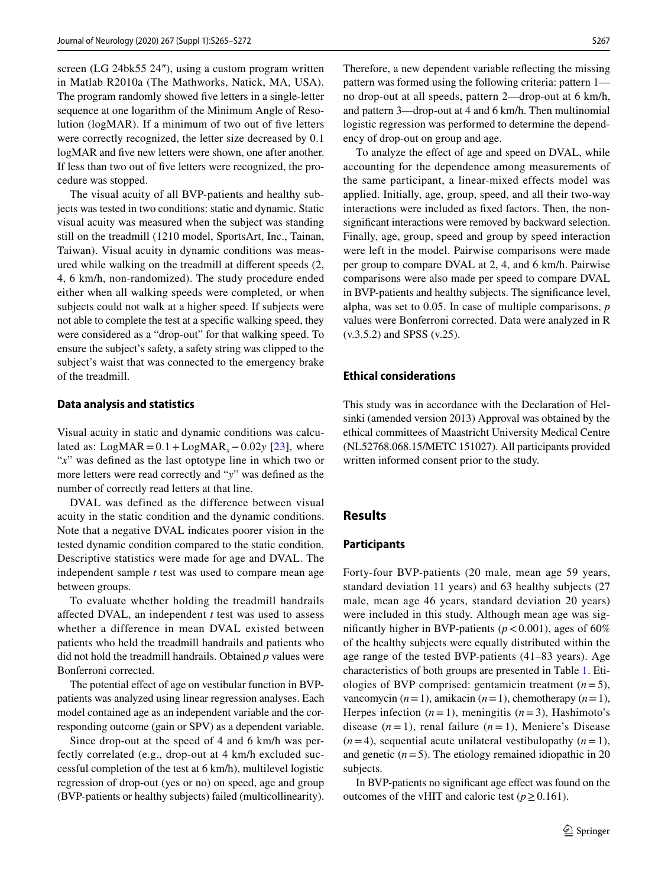screen (LG 24bk55 24″), using a custom program written in Matlab R2010a (The Mathworks, Natick, MA, USA). The program randomly showed five letters in a single-letter sequence at one logarithm of the Minimum Angle of Resolution (logMAR). If a minimum of two out of five letters were correctly recognized, the letter size decreased by 0.1 logMAR and five new letters were shown, one after another. If less than two out of five letters were recognized, the procedure was stopped.

The visual acuity of all BVP-patients and healthy subjects was tested in two conditions: static and dynamic. Static visual acuity was measured when the subject was standing still on the treadmill (1210 model, SportsArt, Inc., Tainan, Taiwan). Visual acuity in dynamic conditions was measured while walking on the treadmill at different speeds (2, 4, 6 km/h, non-randomized). The study procedure ended either when all walking speeds were completed, or when subjects could not walk at a higher speed. If subjects were not able to complete the test at a specific walking speed, they were considered as a "drop-out" for that walking speed. To ensure the subject's safety, a safety string was clipped to the subject's waist that was connected to the emergency brake of the treadmill.

### Data analysis and statistics

Visual acuity in static and dynamic conditions was calculated as: $\text{LogMAR} = 0.1 + \text{LogMAR}_x - 0.02y$ [23], where "$x$" was defined as the last optotype line in which two or more letters were read correctly and "$y$" was defined as the number of correctly read letters at that line.

DVAL was defined as the difference between visual acuity in the static condition and the dynamic conditions. Note that a negative DVAL indicates poorer vision in the tested dynamic condition compared to the static condition. Descriptive statistics were made for age and DVAL. The independent sample $t$ test was used to compare mean age between groups.

To evaluate whether holding the treadmill handrails affected DVAL, an independent $t$ test was used to assess whether a difference in mean DVAL existed between patients who held the treadmill handrails and patients who did not hold the treadmill handrails. Obtained $p$ values were Bonferroni corrected.

The potential effect of age on vestibular function in BVP-patients was analyzed using linear regression analyses. Each model contained age as an independent variable and the corresponding outcome (gain or SPV) as a dependent variable.

Since drop-out at the speed of 4 and 6 km/h was perfectly correlated (e.g., drop-out at 4 km/h excluded successful completion of the test at 6 km/h), multilevel logistic regression of drop-out (yes or no) on speed, age and group (BVP-patients or healthy subjects) failed (multicollinearity). Therefore, a new dependent variable reflecting the missing pattern was formed using the following criteria: pattern 1—no drop-out at all speeds, pattern 2—drop-out at 6 km/h, and pattern 3—drop-out at 4 and 6 km/h. Then multinomial logistic regression was performed to determine the dependency of drop-out on group and age.

To analyze the effect of age and speed on DVAL, while accounting for the dependence among measurements of the same participant, a linear-mixed effects model was applied. Initially, age, group, speed, and all their two-way interactions were included as fixed factors. Then, the non-significant interactions were removed by backward selection. Finally, age, group, speed and group by speed interaction were left in the model. Pairwise comparisons were made per group to compare DVAL at 2, 4, and 6 km/h. Pairwise comparisons were also made per speed to compare DVAL in BVP-patients and healthy subjects. The significance level, alpha, was set to 0.05. In case of multiple comparisons, $p$ values were Bonferroni corrected. Data were analyzed in R (v.3.5.2) and SPSS (v.25).

### Ethical considerations

This study was in accordance with the Declaration of Helsinki (amended version 2013) Approval was obtained by the ethical committees of Maastricht University Medical Centre (NL52768.068.15/METC 151027). All participants provided written informed consent prior to the study.

## Results

### Participants

Forty-four BVP-patients (20 male, mean age 59 years, standard deviation 11 years) and 63 healthy subjects (27 male, mean age 46 years, standard deviation 20 years) were included in this study. Although mean age was significantly higher in BVP-patients ($p < 0.001$), ages of 60% of the healthy subjects were equally distributed within the age range of the tested BVP-patients (41–83 years). Age characteristics of both groups are presented in Table 1. Etiologies of BVP comprised: gentamicin treatment ($n = 5$), vancomycin ($n = 1$), amikacin ($n = 1$), chemotherapy ($n = 1$), Herpes infection ($n = 1$), meningitis ($n = 3$), Hashimoto's disease ($n = 1$), renal failure ($n = 1$), Meniere's Disease ($n = 4$), sequential acute unilateral vestibulopathy ($n = 1$), and genetic ($n = 5$). The etiology remained idiopathic in 20 subjects.

In BVP-patients no significant age effect was found on the outcomes of the vHIT and caloric test ($p \geq 0.161$).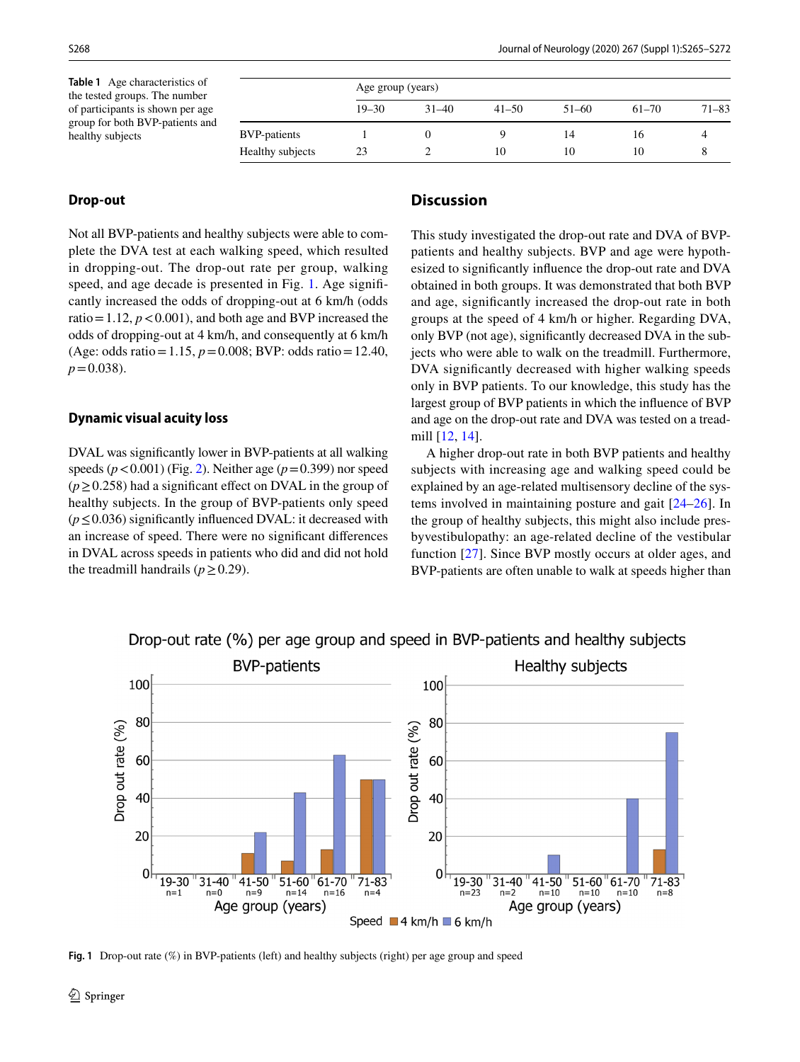**Table 1** Age characteristics of the tested groups. The number of participants is shown per age group for both BVP-patients and healthy subjects

| | Age group (years) | | | | | |
|---|---|---|---|---|---|---|
| | 19–30 | 31–40 | 41–50 | 51–60 | 61–70 | 71–83 |
| BVP-patients | 1 | 0 | 9 | 14 | 16 | 4 |
| Healthy subjects | 23 | 2 | 10 | 10 | 10 | 8 |

### Drop-out

Not all BVP-patients and healthy subjects were able to complete the DVA test at each walking speed, which resulted in dropping-out. The drop-out rate per group, walking speed, and age decade is presented in Fig. 1. Age significantly increased the odds of dropping-out at 6 km/h (odds ratio = 1.12, $p < 0.001$), and both age and BVP increased the odds of dropping-out at 4 km/h, and consequently at 6 km/h (Age: odds ratio = 1.15, $p = 0.008$; BVP: odds ratio = 12.40, $p = 0.038$).

### Dynamic visual acuity loss

DVAL was significantly lower in BVP-patients at all walking speeds ($p < 0.001$) (Fig. 2). Neither age ($p = 0.399$) nor speed ($p \geq 0.258$) had a significant effect on DVAL in the group of healthy subjects. In the group of BVP-patients only speed ($p \leq 0.036$) significantly influenced DVAL: it decreased with an increase of speed. There were no significant differences in DVAL across speeds in patients who did and did not hold the treadmill handrails ($p \geq 0.29$).

## Discussion

This study investigated the drop-out rate and DVA of BVP-patients and healthy subjects. BVP and age were hypothesized to significantly influence the drop-out rate and DVA obtained in both groups. It was demonstrated that both BVP and age, significantly increased the drop-out rate in both groups at the speed of 4 km/h or higher. Regarding DVA, only BVP (not age), significantly decreased DVA in the subjects who were able to walk on the treadmill. Furthermore, DVA significantly decreased with higher walking speeds only in BVP patients. To our knowledge, this study has the largest group of BVP patients in which the influence of BVP and age on the drop-out rate and DVA was tested on a treadmill [12, 14].

A higher drop-out rate in both BVP patients and healthy subjects with increasing age and walking speed could be explained by an age-related multisensory decline of the systems involved in maintaining posture and gait [24–26]. In the group of healthy subjects, this might also include presbyvestibulopathy: an age-related decline of the vestibular function [27]. Since BVP mostly occurs at older ages, and BVP-patients are often unable to walk at speeds higher than

**Fig. 1** Drop-out rate (%) in BVP-patients (left) and healthy subjects (right) per age group and speed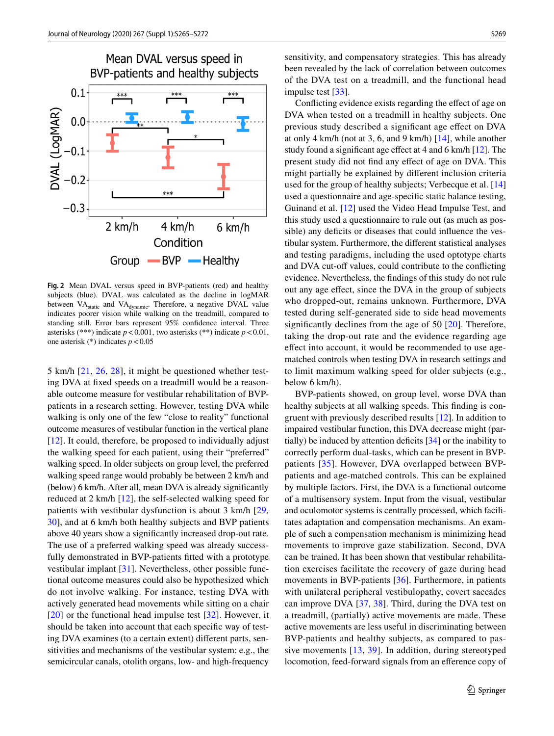**Fig. 2** Mean DVAL versus speed in BVP-patients (red) and healthy subjects (blue). DVAL was calculated as the decline in logMAR between $VA_{static}$ and $VA_{dynamic}$. Therefore, a negative DVAL value indicates poorer vision while walking on the treadmill, compared to standing still. Error bars represent 95% confidence interval. Three asterisks (***) indicate $p < 0.001$, two asterisks (**) indicate $p < 0.01$, one asterisk (*) indicates $p < 0.05$

5 km/h [21, 26, 28], it might be questioned whether testing DVA at fixed speeds on a treadmill would be a reasonable outcome measure for vestibular rehabilitation of BVP-patients in a research setting. However, testing DVA while walking is only one of the few "close to reality" functional outcome measures of vestibular function in the vertical plane [12]. It could, therefore, be proposed to individually adjust the walking speed for each patient, using their "preferred" walking speed. In older subjects on group level, the preferred walking speed range would probably be between 2 km/h and (below) 6 km/h. After all, mean DVA is already significantly reduced at 2 km/h [12], the self-selected walking speed for patients with vestibular dysfunction is about 3 km/h [29, 30], and at 6 km/h both healthy subjects and BVP patients above 40 years show a significantly increased drop-out rate. The use of a preferred walking speed was already successfully demonstrated in BVP-patients fitted with a prototype vestibular implant [31]. Nevertheless, other possible functional outcome measures could also be hypothesized which do not involve walking. For instance, testing DVA with actively generated head movements while sitting on a chair [20] or the functional head impulse test [32]. However, it should be taken into account that each specific way of testing DVA examines (to a certain extent) different parts, sensitivities and mechanisms of the vestibular system: e.g., the semicircular canals, otolith organs, low- and high-frequency sensitivity, and compensatory strategies. This has already been revealed by the lack of correlation between outcomes of the DVA test on a treadmill, and the functional head impulse test [33].

Conflicting evidence exists regarding the effect of age on DVA when tested on a treadmill in healthy subjects. One previous study described a significant age effect on DVA at only 4 km/h (not at 3, 6, and 9 km/h) [14], while another study found a significant age effect at 4 and 6 km/h [12]. The present study did not find any effect of age on DVA. This might partially be explained by different inclusion criteria used for the group of healthy subjects; Verbecque et al. [14] used a questionnaire and age-specific static balance testing, Guinand et al. [12] used the Video Head Impulse Test, and this study used a questionnaire to rule out (as much as possible) any deficits or diseases that could influence the vestibular system. Furthermore, the different statistical analyses and testing paradigms, including the used optotype charts and DVA cut-off values, could contribute to the conflicting evidence. Nevertheless, the findings of this study do not rule out any age effect, since the DVA in the group of subjects who dropped-out, remains unknown. Furthermore, DVA tested during self-generated side to side head movements significantly declines from the age of 50 [20]. Therefore, taking the drop-out rate and the evidence regarding age effect into account, it would be recommended to use age-matched controls when testing DVA in research settings and to limit maximum walking speed for older subjects (e.g., below 6 km/h).

BVP-patients showed, on group level, worse DVA than healthy subjects at all walking speeds. This finding is congruent with previously described results [12]. In addition to impaired vestibular function, this DVA decrease might (partially) be induced by attention deficits [34] or the inability to correctly perform dual-tasks, which can be present in BVP-patients [35]. However, DVA overlapped between BVP-patients and age-matched controls. This can be explained by multiple factors. First, the DVA is a functional outcome of a multisensory system. Input from the visual, vestibular and oculomotor systems is centrally processed, which facilitates adaptation and compensation mechanisms. An example of such a compensation mechanism is minimizing head movements to improve gaze stabilization. Second, DVA can be trained. It has been shown that vestibular rehabilitation exercises facilitate the recovery of gaze during head movements in BVP-patients [36]. Furthermore, in patients with unilateral peripheral vestibulopathy, covert saccades can improve DVA [37, 38]. Third, during the DVA test on a treadmill, (partially) active movements are made. These active movements are less useful in discriminating between BVP-patients and healthy subjects, as compared to passive movements [13, 39]. In addition, during stereotyped locomotion, feed-forward signals from an efference copy of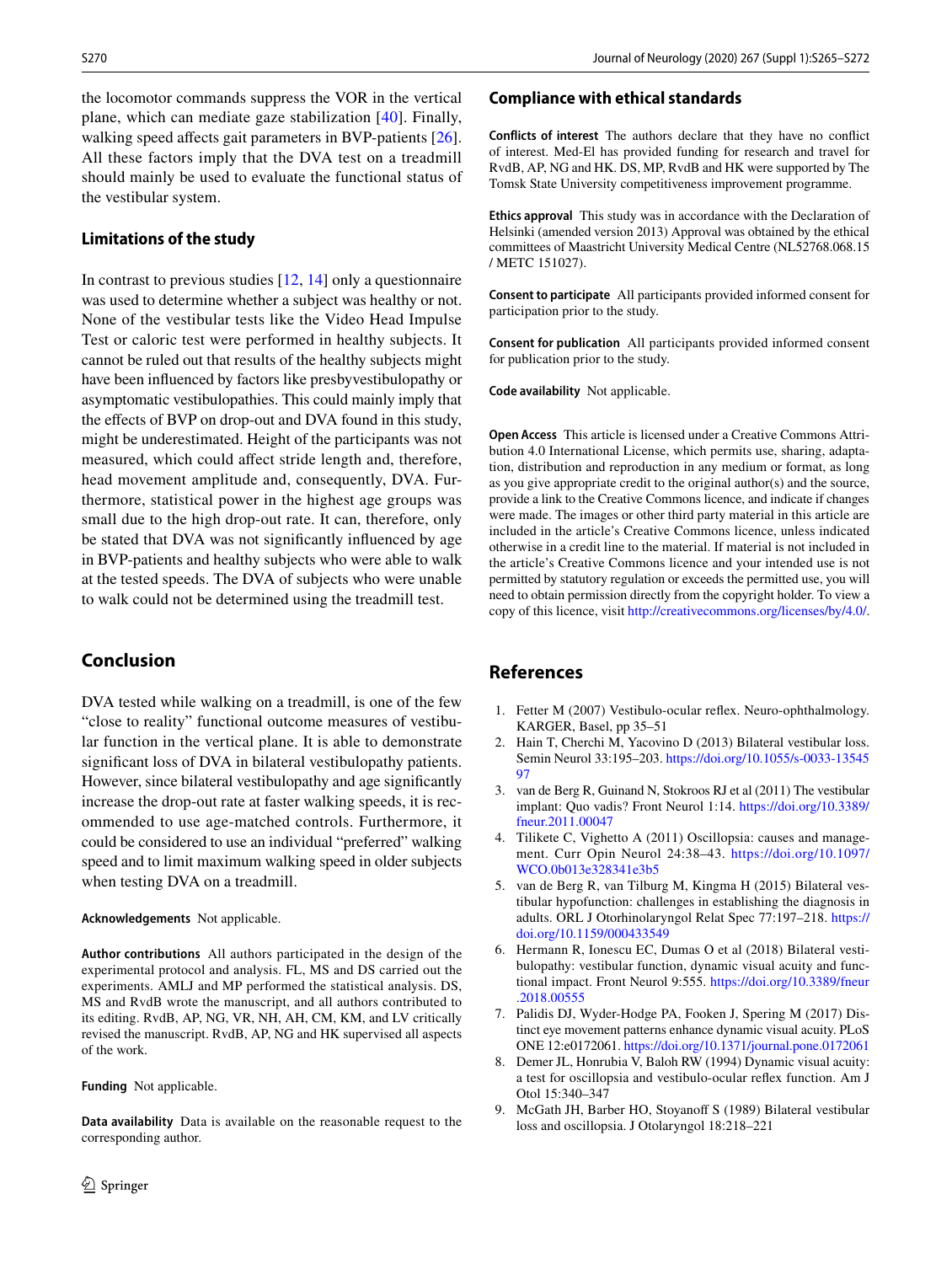the locomotor commands suppress the VOR in the vertical plane, which can mediate gaze stabilization [40]. Finally, walking speed affects gait parameters in BVP-patients [26]. All these factors imply that the DVA test on a treadmill should mainly be used to evaluate the functional status of the vestibular system.

### Limitations of the study

In contrast to previous studies [12, 14] only a questionnaire was used to determine whether a subject was healthy or not. None of the vestibular tests like the Video Head Impulse Test or caloric test were performed in healthy subjects. It cannot be ruled out that results of the healthy subjects might have been influenced by factors like presbyvestibulopathy or asymptomatic vestibulopathies. This could mainly imply that the effects of BVP on drop-out and DVA found in this study, might be underestimated. Height of the participants was not measured, which could affect stride length and, therefore, head movement amplitude and, consequently, DVA. Furthermore, statistical power in the highest age groups was small due to the high drop-out rate. It can, therefore, only be stated that DVA was not significantly influenced by age in BVP-patients and healthy subjects who were able to walk at the tested speeds. The DVA of subjects who were unable to walk could not be determined using the treadmill test.

## Conclusion

DVA tested while walking on a treadmill, is one of the few "close to reality" functional outcome measures of vestibular function in the vertical plane. It is able to demonstrate significant loss of DVA in bilateral vestibulopathy patients. However, since bilateral vestibulopathy and age significantly increase the drop-out rate at faster walking speeds, it is recommended to use age-matched controls. Furthermore, it could be considered to use an individual "preferred" walking speed and to limit maximum walking speed in older subjects when testing DVA on a treadmill.

**Acknowledgements** Not applicable.

**Author contributions** All authors participated in the design of the experimental protocol and analysis. FL, MS and DS carried out the experiments. AMLJ and MP performed the statistical analysis. DS, MS and RvdB wrote the manuscript, and all authors contributed to its editing. RvdB, AP, NG, VR, NH, AH, CM, KM, and LV critically revised the manuscript. RvdB, AP, NG and HK supervised all aspects of the work.

**Funding** Not applicable.

**Data availability** Data is available on the reasonable request to the corresponding author.

### Compliance with ethical standards

**Conflicts of interest** The authors declare that they have no conflict of interest. Med-El has provided funding for research and travel for RvdB, AP, NG and HK. DS, MP, RvdB and HK were supported by The Tomsk State University competitiveness improvement programme.

**Ethics approval** This study was in accordance with the Declaration of Helsinki (amended version 2013) Approval was obtained by the ethical committees of Maastricht University Medical Centre (NL52768.068.15 / METC 151027).

**Consent to participate** All participants provided informed consent for participation prior to the study.

**Consent for publication** All participants provided informed consent for publication prior to the study.

**Code availability** Not applicable.

**Open Access** This article is licensed under a Creative Commons Attribution 4.0 International License, which permits use, sharing, adaptation, distribution and reproduction in any medium or format, as long as you give appropriate credit to the original author(s) and the source, provide a link to the Creative Commons licence, and indicate if changes were made. The images or other third party material in this article are included in the article's Creative Commons licence, unless indicated otherwise in a credit line to the material. If material is not included in the article's Creative Commons licence and your intended use is not permitted by statutory regulation or exceeds the permitted use, you will need to obtain permission directly from the copyright holder. To view a copy of this licence, visit http://creativecommons.org/licenses/by/4.0/.

## References

1. Fetter M (2007) Vestibulo-ocular reflex. Neuro-ophthalmology. KARGER, Basel, pp 35–51
2. Hain T, Cherchi M, Yacovino D (2013) Bilateral vestibular loss. Semin Neurol 33:195–203. https://doi.org/10.1055/s-0033-1354597
3. van de Berg R, Guinand N, Stokroos RJ et al (2011) The vestibular implant: Quo vadis? Front Neurol 1:14. https://doi.org/10.3389/fneur.2011.00047
4. Tilikete C, Vighetto A (2011) Oscillopsia: causes and management. Curr Opin Neurol 24:38–43. https://doi.org/10.1097/WCO.0b013e328341e3b5
5. van de Berg R, van Tilburg M, Kingma H (2015) Bilateral vestibular hypofunction: challenges in establishing the diagnosis in adults. ORL J Otorhinolaryngol Relat Spec 77:197–218. https://doi.org/10.1159/000433549
6. Hermann R, Ionescu EC, Dumas O et al (2018) Bilateral vestibulopathy: vestibular function, dynamic visual acuity and functional impact. Front Neurol 9:555. https://doi.org/10.3389/fneur.2018.00555
7. Palidis DJ, Wyder-Hodge PA, Fooken J, Spering M (2017) Distinct eye movement patterns enhance dynamic visual acuity. PLoS ONE 12:e0172061. https://doi.org/10.1371/journal.pone.0172061
8. Demer JL, Honrubia V, Baloh RW (1994) Dynamic visual acuity: a test for oscillopsia and vestibulo-ocular reflex function. Am J Otol 15:340–347
9. McGath JH, Barber HO, Stoyanoff S (1989) Bilateral vestibular loss and oscillopsia. J Otolaryngol 18:218–221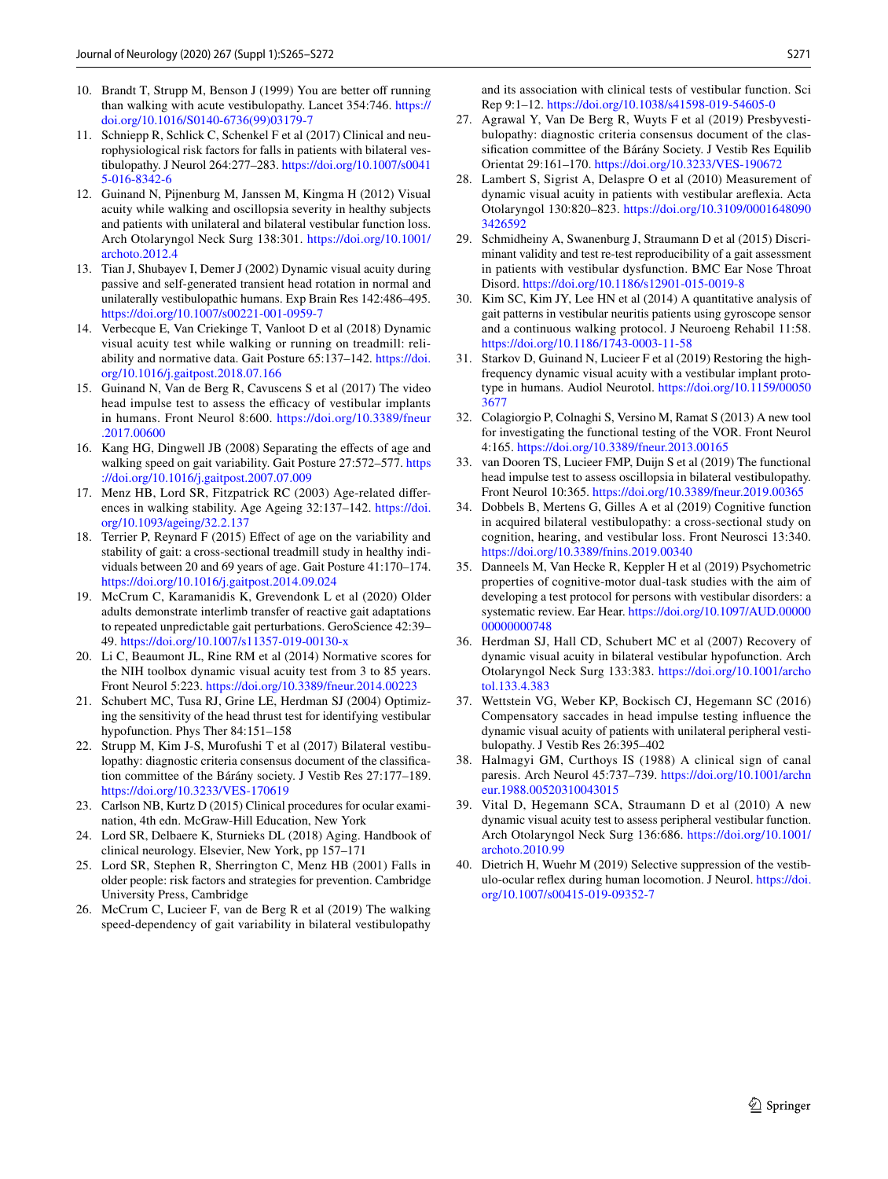10. Brandt T, Strupp M, Benson J (1999) You are better off running than walking with acute vestibulopathy. Lancet 354:746. https://doi.org/10.1016/S0140-6736(99)03179-7
11. Schniepp R, Schlick C, Schenkel F et al (2017) Clinical and neurophysiological risk factors for falls in patients with bilateral vestibulopathy. J Neurol 264:277–283. https://doi.org/10.1007/s00415-016-8342-6
12. Guinand N, Pijnenburg M, Janssen M, Kingma H (2012) Visual acuity while walking and oscillopsia severity in healthy subjects and patients with unilateral and bilateral vestibular function loss. Arch Otolaryngol Neck Surg 138:301. https://doi.org/10.1001/archoto.2012.4
13. Tian J, Shubayev I, Demer J (2002) Dynamic visual acuity during passive and self-generated transient head rotation in normal and unilaterally vestibulopathic humans. Exp Brain Res 142:486–495. https://doi.org/10.1007/s00221-001-0959-7
14. Verbecque E, Van Criekinge T, Vanloot D et al (2018) Dynamic visual acuity test while walking or running on treadmill: reliability and normative data. Gait Posture 65:137–142. https://doi.org/10.1016/j.gaitpost.2018.07.166
15. Guinand N, Van de Berg R, Cavuscens S et al (2017) The video head impulse test to assess the efficacy of vestibular implants in humans. Front Neurol 8:600. https://doi.org/10.3389/fneur.2017.00600
16. Kang HG, Dingwell JB (2008) Separating the effects of age and walking speed on gait variability. Gait Posture 27:572–577. https://doi.org/10.1016/j.gaitpost.2007.07.009
17. Menz HB, Lord SR, Fitzpatrick RC (2003) Age-related differences in walking stability. Age Ageing 32:137–142. https://doi.org/10.1093/ageing/32.2.137
18. Terrier P, Reynard F (2015) Effect of age on the variability and stability of gait: a cross-sectional treadmill study in healthy individuals between 20 and 69 years of age. Gait Posture 41:170–174. https://doi.org/10.1016/j.gaitpost.2014.09.024
19. McCrum C, Karamanidis K, Grevendonk L et al (2020) Older adults demonstrate interlimb transfer of reactive gait adaptations to repeated unpredictable gait perturbations. GeroScience 42:39–49. https://doi.org/10.1007/s11357-019-00130-x
20. Li C, Beaumont JL, Rine RM et al (2014) Normative scores for the NIH toolbox dynamic visual acuity test from 3 to 85 years. Front Neurol 5:223. https://doi.org/10.3389/fneur.2014.00223
21. Schubert MC, Tusa RJ, Grine LE, Herdman SJ (2004) Optimizing the sensitivity of the head thrust test for identifying vestibular hypofunction. Phys Ther 84:151–158
22. Strupp M, Kim J-S, Murofushi T et al (2017) Bilateral vestibulopathy: diagnostic criteria consensus document of the classification committee of the Bárány society. J Vestib Res 27:177–189. https://doi.org/10.3233/VES-170619
23. Carlson NB, Kurtz D (2015) Clinical procedures for ocular examination, 4th edn. McGraw-Hill Education, New York
24. Lord SR, Delbaere K, Sturnieks DL (2018) Aging. Handbook of clinical neurology. Elsevier, New York, pp 157–171
25. Lord SR, Stephen R, Sherrington C, Menz HB (2001) Falls in older people: risk factors and strategies for prevention. Cambridge University Press, Cambridge
26. McCrum C, Lucieer F, van de Berg R et al (2019) The walking speed-dependency of gait variability in bilateral vestibulopathy and its association with clinical tests of vestibular function. Sci Rep 9:1–12. https://doi.org/10.1038/s41598-019-54605-0
27. Agrawal Y, Van De Berg R, Wuyts F et al (2019) Presbyvestibulopathy: diagnostic criteria consensus document of the classification committee of the Bárány Society. J Vestib Res Equilib Orientat 29:161–170. https://doi.org/10.3233/VES-190672
28. Lambert S, Sigrist A, Delaspre O et al (2010) Measurement of dynamic visual acuity in patients with vestibular areflexia. Acta Otolaryngol 130:820–823. https://doi.org/10.3109/00016480903426592
29. Schmidheiny A, Swanenburg J, Straumann D et al (2015) Discriminant validity and test re-test reproducibility of a gait assessment in patients with vestibular dysfunction. BMC Ear Nose Throat Disord. https://doi.org/10.1186/s12901-015-0019-8
30. Kim SC, Kim JY, Lee HN et al (2014) A quantitative analysis of gait patterns in vestibular neuritis patients using gyroscope sensor and a continuous walking protocol. J Neuroeng Rehabil 11:58. https://doi.org/10.1186/1743-0003-11-58
31. Starkov D, Guinand N, Lucieer F et al (2019) Restoring the high-frequency dynamic visual acuity with a vestibular implant prototype in humans. Audiol Neurotol. https://doi.org/10.1159/000503677
32. Colagiorgio P, Colnaghi S, Versino M, Ramat S (2013) A new tool for investigating the functional testing of the VOR. Front Neurol 4:165. https://doi.org/10.3389/fneur.2013.00165
33. van Dooren TS, Lucieer FMP, Duijn S et al (2019) The functional head impulse test to assess oscillopsia in bilateral vestibulopathy. Front Neurol 10:365. https://doi.org/10.3389/fneur.2019.00365
34. Dobbels B, Mertens G, Gilles A et al (2019) Cognitive function in acquired bilateral vestibulopathy: a cross-sectional study on cognition, hearing, and vestibular loss. Front Neurosci 13:340. https://doi.org/10.3389/fnins.2019.00340
35. Danneels M, Van Hecke R, Keppler H et al (2019) Psychometric properties of cognitive-motor dual-task studies with the aim of developing a test protocol for persons with vestibular disorders: a systematic review. Ear Hear. https://doi.org/10.1097/AUD.0000000000000748
36. Herdman SJ, Hall CD, Schubert MC et al (2007) Recovery of dynamic visual acuity in bilateral vestibular hypofunction. Arch Otolaryngol Neck Surg 133:383. https://doi.org/10.1001/archotol.133.4.383
37. Wettstein VG, Weber KP, Bockisch CJ, Hegemann SC (2016) Compensatory saccades in head impulse testing influence the dynamic visual acuity of patients with unilateral peripheral vestibulopathy. J Vestib Res 26:395–402
38. Halmagyi GM, Curthoys IS (1988) A clinical sign of canal paresis. Arch Neurol 45:737–739. https://doi.org/10.1001/archneur.1988.00520310043015
39. Vital D, Hegemann SCA, Straumann D et al (2010) A new dynamic visual acuity test to assess peripheral vestibular function. Arch Otolaryngol Neck Surg 136:686. https://doi.org/10.1001/archoto.2010.99
40. Dietrich H, Wuehr M (2019) Selective suppression of the vestibulo-ocular reflex during human locomotion. J Neurol. https://doi.org/10.1007/s00415-019-09352-7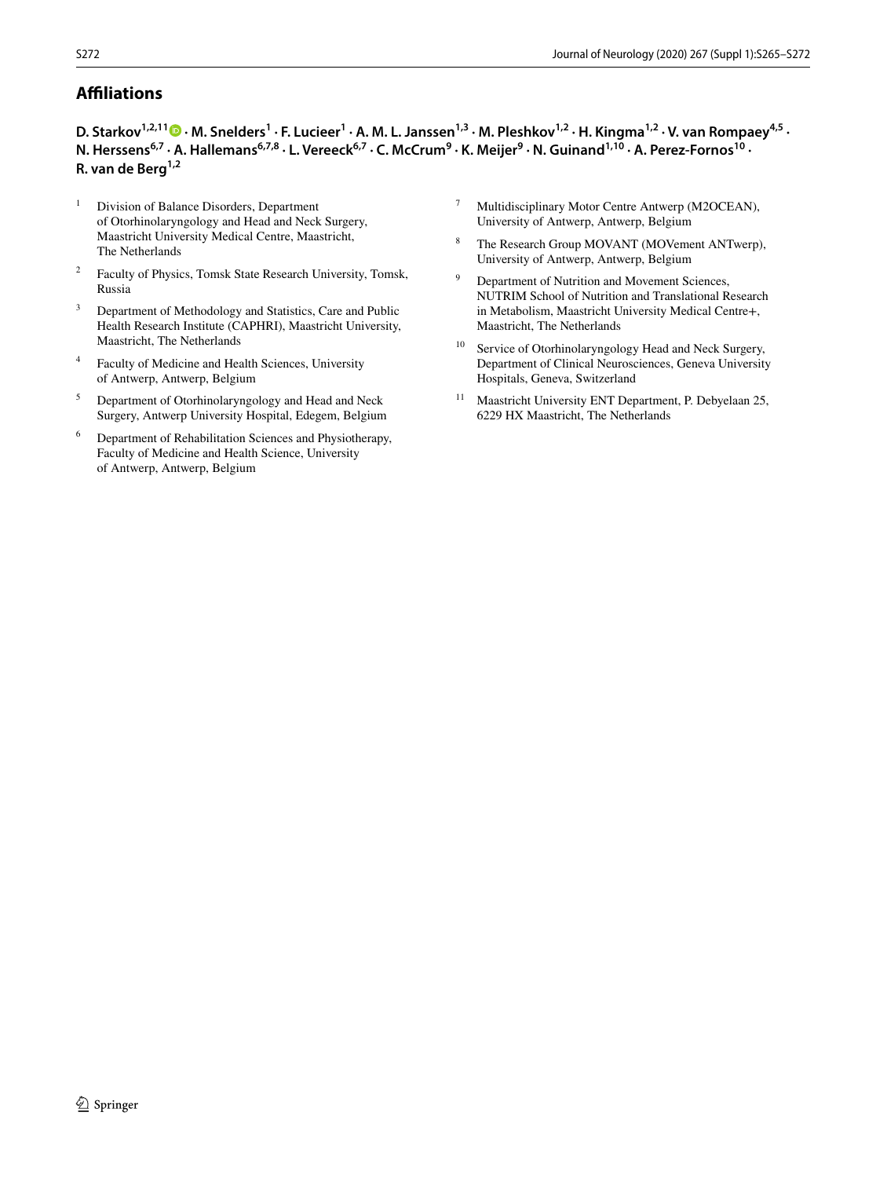## Affiliations

**D. Starkov[1,2,11] · M. Snelders[1] · F. Lucieer[1] · A. M. L. Janssen[1,3] · M. Pleshkov[1,2] · H. Kingma[1,2] · V. van Rompaey[4,5] · N. Herssens[6,7] · A. Hallemans[6,7,8] · L. Vereeck[6,7] · C. McCrum[9] · K. Meijer[9] · N. Guinand[1,10] · A. Perez-Fornos[10] · R. van de Berg[1,2]**

1 Division of Balance Disorders, Department of Otorhinolaryngology and Head and Neck Surgery, Maastricht University Medical Centre, Maastricht, The Netherlands

2 Faculty of Physics, Tomsk State Research University, Tomsk, Russia

3 Department of Methodology and Statistics, Care and Public Health Research Institute (CAPHRI), Maastricht University, Maastricht, The Netherlands

4 Faculty of Medicine and Health Sciences, University of Antwerp, Antwerp, Belgium

5 Department of Otorhinolaryngology and Head and Neck Surgery, Antwerp University Hospital, Edegem, Belgium

6 Department of Rehabilitation Sciences and Physiotherapy, Faculty of Medicine and Health Science, University of Antwerp, Antwerp, Belgium

7 Multidisciplinary Motor Centre Antwerp (M2OCEAN), University of Antwerp, Antwerp, Belgium

8 The Research Group MOVANT (MOVement ANTwerp), University of Antwerp, Antwerp, Belgium

9 Department of Nutrition and Movement Sciences, NUTRIM School of Nutrition and Translational Research in Metabolism, Maastricht University Medical Centre+, Maastricht, The Netherlands

10 Service of Otorhinolaryngology Head and Neck Surgery, Department of Clinical Neurosciences, Geneva University Hospitals, Geneva, Switzerland

11 Maastricht University ENT Department, P. Debyelaan 25, 6229 HX Maastricht, The Netherlands